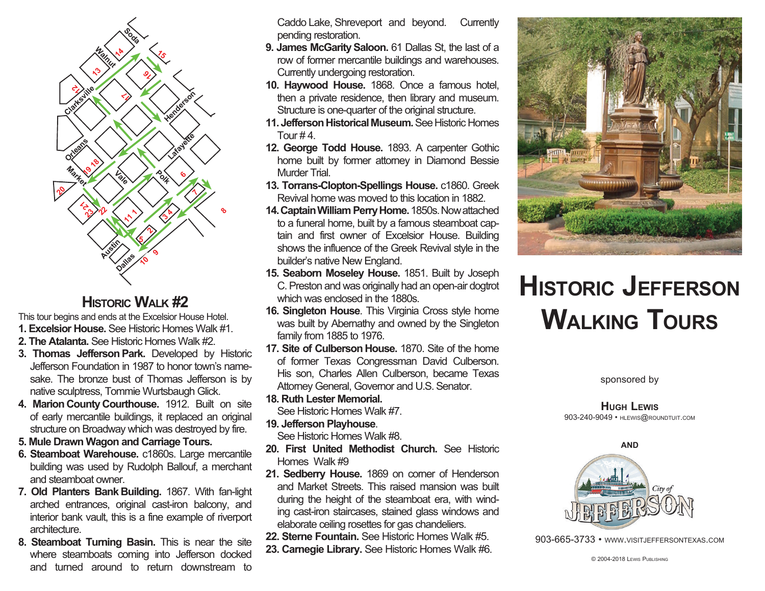## Historic Walk #2

This tour begins and ends at the Excelsior House Hotel.

1. **Excelsior House.** See Historic Homes Walk #1.
2. **The Atalanta.** See Historic Homes Walk #2.
3. **Thomas Jefferson Park.** Developed by Historic Jefferson Foundation in 1987 to honor town's namesake. The bronze bust of Thomas Jefferson is by native sculptress, Tommie Wurtsbaugh Glick.
4. **Marion County Courthouse.** 1912. Built on site of early mercantile buildings, it replaced an original structure on Broadway which was destroyed by fire.
5. **Mule Drawn Wagon and Carriage Tours.**
6. **Steamboat Warehouse.** c1860s. Large mercantile building was used by Rudolph Ballouf, a merchant and steamboat owner.
7. **Old Planters Bank Building.** 1867. With fan-light arched entrances, original cast-iron balcony, and interior bank vault, this is a fine example of riverport architecture.
8. **Steamboat Turning Basin.** This is near the site where steamboats coming into Jefferson docked and turned around to return downstream to Caddo Lake, Shreveport and beyond. Currently pending restoration.
9. **James McGarity Saloon.** 61 Dallas St, the last of a row of former mercantile buildings and warehouses. Currently undergoing restoration.
10. **Haywood House.** 1868. Once a famous hotel, then a private residence, then library and museum. Structure is one-quarter of the original structure.
11. **Jefferson Historical Museum.** See Historic Homes Tour # 4.
12. **George Todd House.** 1893. A carpenter Gothic home built by former attorney in Diamond Bessie Murder Trial.
13. **Torrans-Clopton-Spellings House.** c1860. Greek Revival home was moved to this location in 1882.
14. **Captain William Perry Home.** 1850s. Now attached to a funeral home, built by a famous steamboat captain and first owner of Excelsior House. Building shows the influence of the Greek Revival style in the builder's native New England.
15. **Seaborn Moseley House.** 1851. Built by Joseph C. Preston and was originally had an open-air dogtrot which was enclosed in the 1880s.
16. **Singleton House**. This Virginia Cross style home was built by Abernathy and owned by the Singleton family from 1885 to 1976.
17. **Site of Culberson House.** 1870. Site of the home of former Texas Congressman David Culberson. His son, Charles Allen Culberson, became Texas Attorney General, Governor and U.S. Senator.
18. **Ruth Lester Memorial.** See Historic Homes Walk #7.
19. **Jefferson Playhouse**. See Historic Homes Walk #8.
20. **First United Methodist Church.** See Historic Homes Walk #9
21. **Sedberry House.** 1869 on corner of Henderson and Market Streets. This raised mansion was built during the height of the steamboat era, with winding cast-iron staircases, stained glass windows and elaborate ceiling rosettes for gas chandeliers.
22. **Sterne Fountain.** See Historic Homes Walk #5.
23. **Carnegie Library.** See Historic Homes Walk #6.

# Historic Jefferson Walking Tours

sponsored by

**Hugh Lewis**
903-240-9049 • hlewis@roundtuit.com

**AND**

City of Jefferson

903-665-3733 • www.visitjeffersontexas.com

© 2004-2018 Lewis Publishing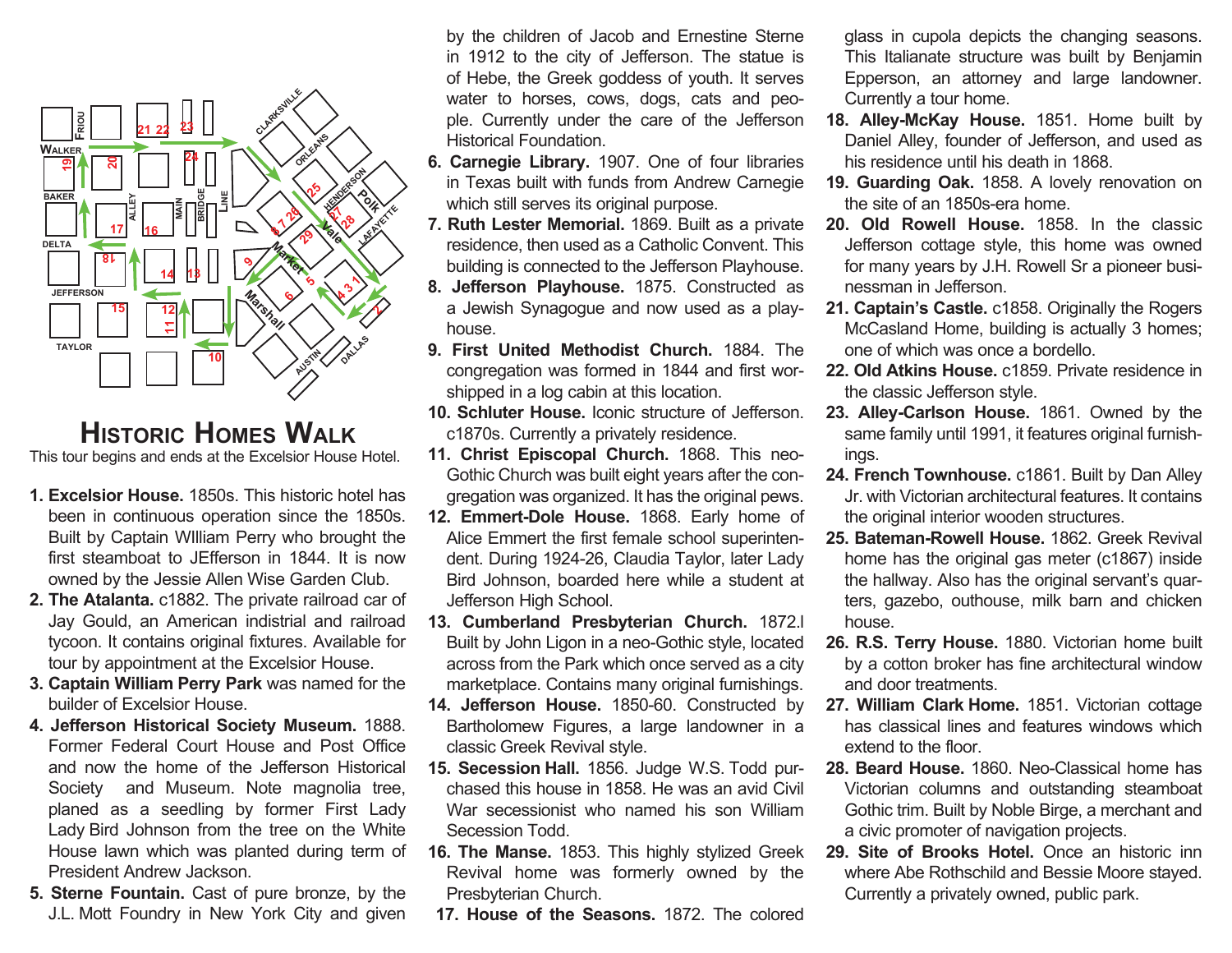WALKER

BAKER

DELTA

JEFFERSON

TAYLOR

FRIOU

ALLEY

MAIN

BRIDGE

LINE

CLARKSVILLE

ORLEANS

HENDERSON

POLK

LAFAYETTE

VALE

MARKET

MARSHALL

AUSTIN

DALLAS

# HISTORIC HOMES WALK

This tour begins and ends at the Excelsior House Hotel.

1. **Excelsior House.** 1850s. This historic hotel has been in continuous operation since the 1850s. Built by Captain WIlliam Perry who brought the first steamboat to JEfferson in 1844. It is now owned by the Jessie Allen Wise Garden Club.
2. **The Atalanta.** c1882. The private railroad car of Jay Gould, an American indistrial and railroad tycoon. It contains original fixtures. Available for tour by appointment at the Excelsior House.
3. **Captain William Perry Park** was named for the builder of Excelsior House.
4. **Jefferson Historical Society Museum.** 1888. Former Federal Court House and Post Office and now the home of the Jefferson Historical Society and Museum. Note magnolia tree, planed as a seedling by former First Lady Lady Bird Johnson from the tree on the White House lawn which was planted during term of President Andrew Jackson.
5. **Sterne Fountain.** Cast of pure bronze, by the J.L. Mott Foundry in New York City and given by the children of Jacob and Ernestine Sterne in 1912 to the city of Jefferson. The statue is of Hebe, the Greek goddess of youth. It serves water to horses, cows, dogs, cats and people. Currently under the care of the Jefferson Historical Foundation.
6. **Carnegie Library.** 1907. One of four libraries in Texas built with funds from Andrew Carnegie which still serves its original purpose.
7. **Ruth Lester Memorial.** 1869. Built as a private residence, then used as a Catholic Convent. This building is connected to the Jefferson Playhouse.
8. **Jefferson Playhouse.** 1875. Constructed as a Jewish Synagogue and now used as a playhouse.
9. **First United Methodist Church.** 1884. The congregation was formed in 1844 and first worshipped in a log cabin at this location.
10. **Schluter House.** Iconic structure of Jefferson. c1870s. Currently a privately residence.
11. **Christ Episcopal Church.** 1868. This neo-Gothic Church was built eight years after the congregation was organized. It has the original pews.
12. **Emmert-Dole House.** 1868. Early home of Alice Emmert the first female school superintendent. During 1924-26, Claudia Taylor, later Lady Bird Johnson, boarded here while a student at Jefferson High School.
13. **Cumberland Presbyterian Church.** 1872.l Built by John Ligon in a neo-Gothic style, located across from the Park which once served as a city marketplace. Contains many original furnishings.
14. **Jefferson House.** 1850-60. Constructed by Bartholomew Figures, a large landowner in a classic Greek Revival style.
15. **Secession Hall.** 1856. Judge W.S. Todd purchased this house in 1858. He was an avid Civil War secessionist who named his son William Secession Todd.
16. **The Manse.** 1853. This highly stylized Greek Revival home was formerly owned by the Presbyterian Church.
17. **House of the Seasons.** 1872. The colored glass in cupola depicts the changing seasons. This Italianate structure was built by Benjamin Epperson, an attorney and large landowner. Currently a tour home.
18. **Alley-McKay House.** 1851. Home built by Daniel Alley, founder of Jefferson, and used as his residence until his death in 1868.
19. **Guarding Oak.** 1858. A lovely renovation on the site of an 1850s-era home.
20. **Old Rowell House.** 1858. In the classic Jefferson cottage style, this home was owned for many years by J.H. Rowell Sr a pioneer businessman in Jefferson.
21. **Captain's Castle.** c1858. Originally the Rogers McCasland Home, building is actually 3 homes; one of which was once a bordello.
22. **Old Atkins House.** c1859. Private residence in the classic Jefferson style.
23. **Alley-Carlson House.** 1861. Owned by the same family until 1991, it features original furnishings.
24. **French Townhouse.** c1861. Built by Dan Alley Jr. with Victorian architectural features. It contains the original interior wooden structures.
25. **Bateman-Rowell House.** 1862. Greek Revival home has the original gas meter (c1867) inside the hallway. Also has the original servant's quarters, gazebo, outhouse, milk barn and chicken house.
26. **R.S. Terry House.** 1880. Victorian home built by a cotton broker has fine architectural window and door treatments.
27. **William Clark Home.** 1851. Victorian cottage has classical lines and features windows which extend to the floor.
28. **Beard House.** 1860. Neo-Classical home has Victorian columns and outstanding steamboat Gothic trim. Built by Noble Birge, a merchant and a civic promoter of navigation projects.
29. **Site of Brooks Hotel.** Once an historic inn where Abe Rothschild and Bessie Moore stayed. Currently a privately owned, public park.